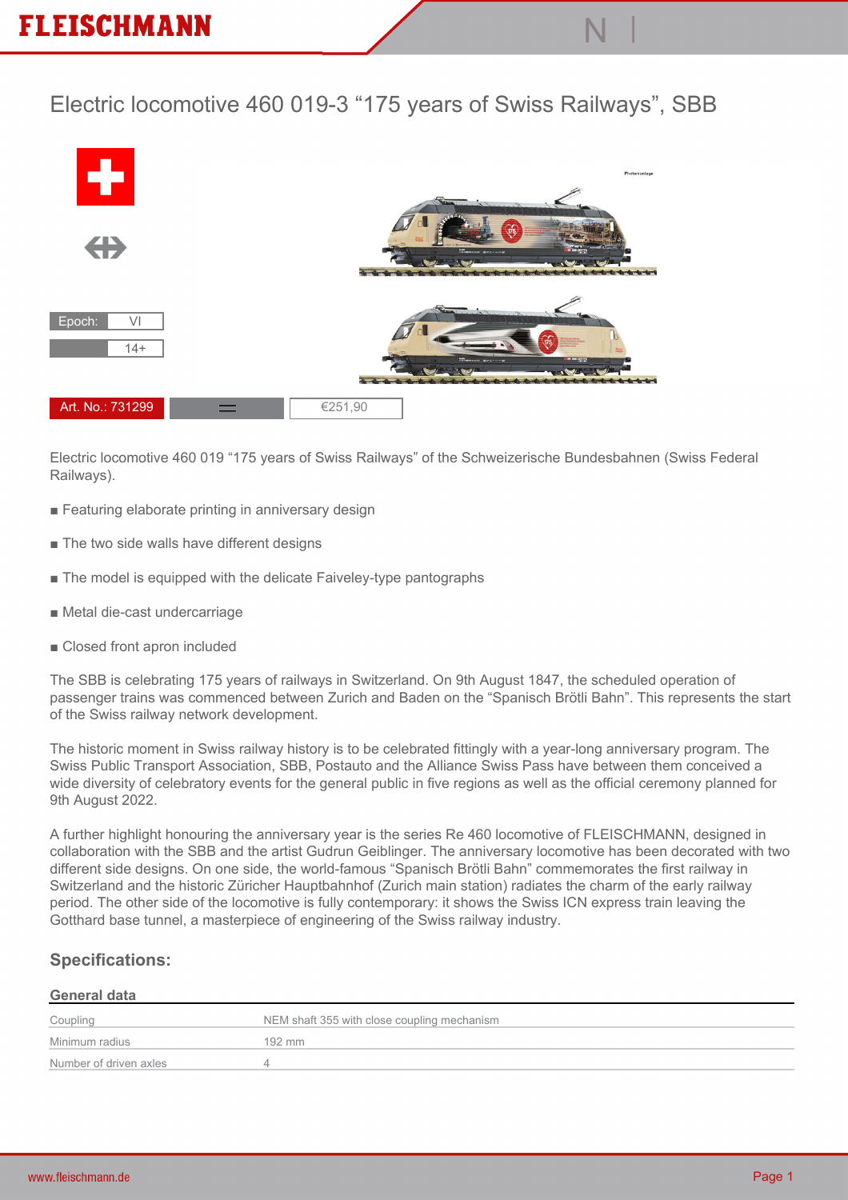# Electric locomotive 460 019-3 “175 years of Swiss Railways”, SBB

| Epoch: | VI |
|---|---|
| | 14+ |

Art. No.: 731299 | €251,90

Electric locomotive 460 019 “175 years of Swiss Railways” of the Schweizerische Bundesbahnen (Swiss Federal Railways).

- Featuring elaborate printing in anniversary design
- The two side walls have different designs
- The model is equipped with the delicate Faiveley-type pantographs
- Metal die-cast undercarriage
- Closed front apron included

The SBB is celebrating 175 years of railways in Switzerland. On 9th August 1847, the scheduled operation of passenger trains was commenced between Zurich and Baden on the “Spanisch Brötli Bahn”. This represents the start of the Swiss railway network development.

The historic moment in Swiss railway history is to be celebrated fittingly with a year-long anniversary program. The Swiss Public Transport Association, SBB, Postauto and the Alliance Swiss Pass have between them conceived a wide diversity of celebratory events for the general public in five regions as well as the official ceremony planned for 9th August 2022.

A further highlight honouring the anniversary year is the series Re 460 locomotive of FLEISCHMANN, designed in collaboration with the SBB and the artist Gudrun Geiblinger. The anniversary locomotive has been decorated with two different side designs. On one side, the world-famous “Spanisch Brötli Bahn” commemorates the first railway in Switzerland and the historic Züricher Hauptbahnhof (Zurich main station) radiates the charm of the early railway period. The other side of the locomotive is fully contemporary: it shows the Swiss ICN express train leaving the Gotthard base tunnel, a masterpiece of engineering of the Swiss railway industry.

## Specifications:

### General data

| | |
|---|---|
| Coupling | NEM shaft 355 with close coupling mechanism |
| Minimum radius | 192 mm |
| Number of driven axles | 4 |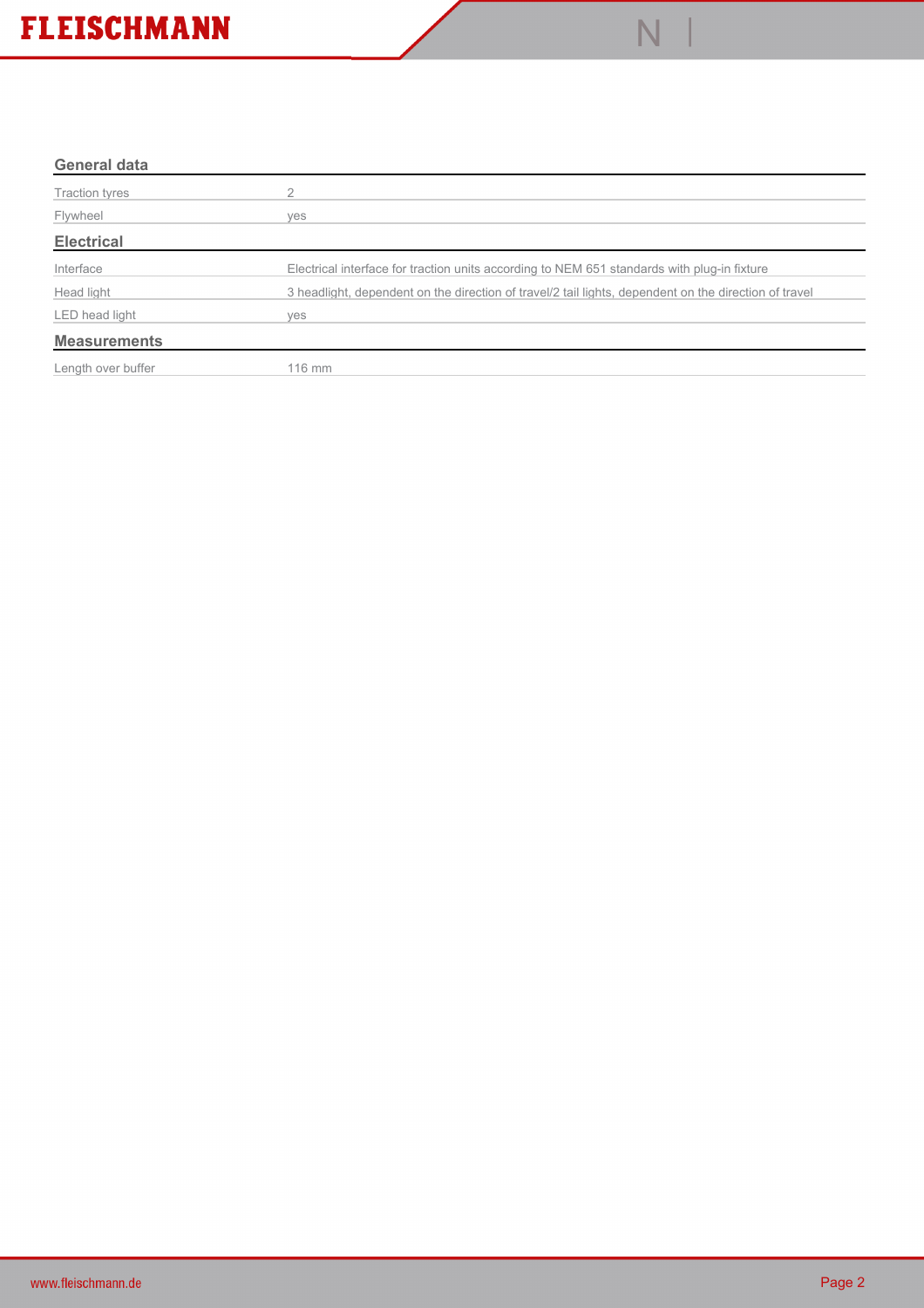## General data

| | |
|---|---|
| Traction tyres | 2 |
| Flywheel | yes |

## Electrical

| | |
|---|---|
| Interface | Electrical interface for traction units according to NEM 651 standards with plug-in fixture |
| Head light | 3 headlight, dependent on the direction of travel/2 tail lights, dependent on the direction of travel |
| LED head light | yes |

## Measurements

| | |
|---|---|
| Length over buffer | 116 mm |